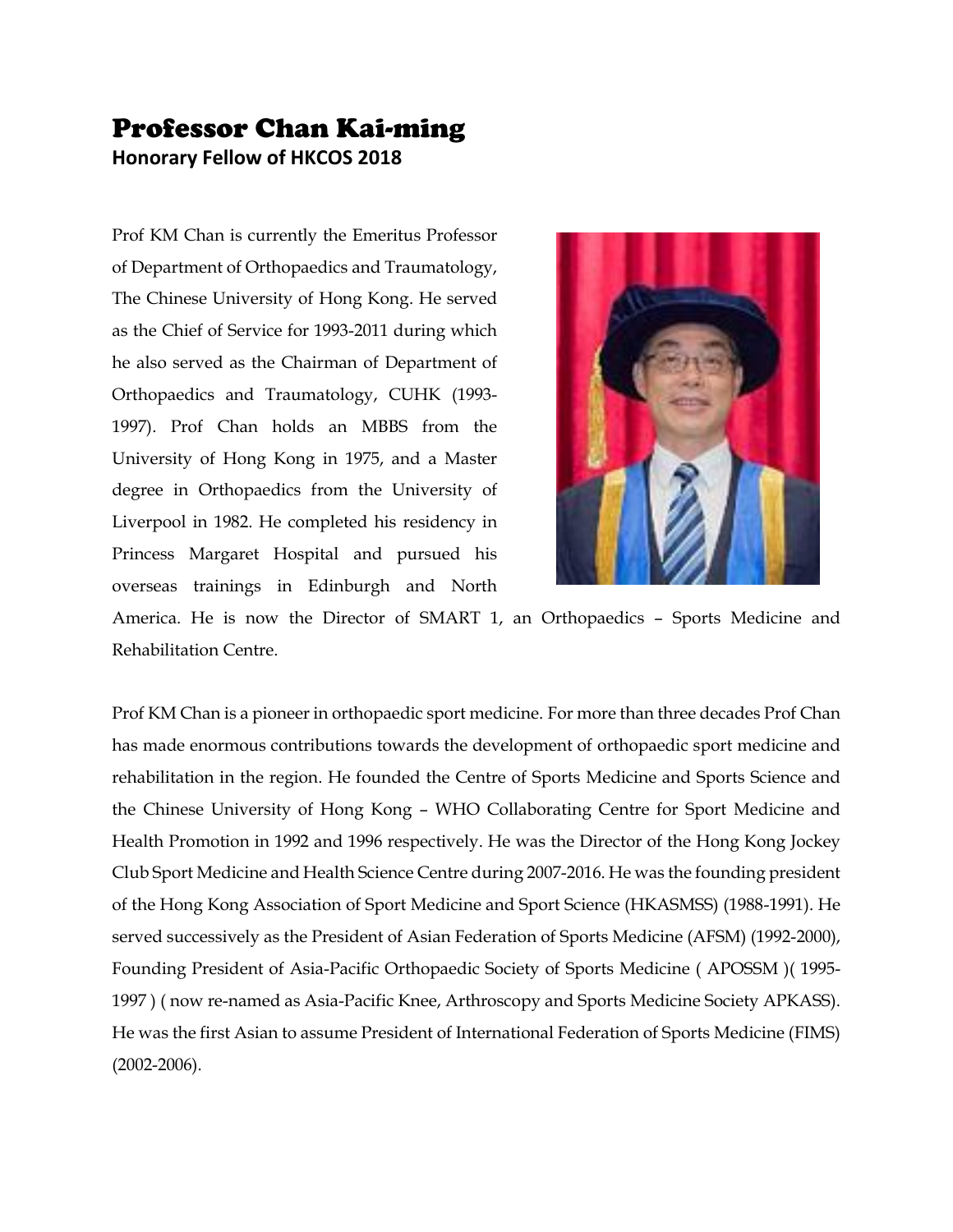# Professor Chan Kai-ming

**Honorary Fellow of HKCOS 2018**

Prof KM Chan is currently the Emeritus Professor of Department of Orthopaedics and Traumatology, The Chinese University of Hong Kong. He served as the Chief of Service for 1993-2011 during which he also served as the Chairman of Department of Orthopaedics and Traumatology, CUHK (1993-1997). Prof Chan holds an MBBS from the University of Hong Kong in 1975, and a Master degree in Orthopaedics from the University of Liverpool in 1982. He completed his residency in Princess Margaret Hospital and pursued his overseas trainings in Edinburgh and North America. He is now the Director of SMART 1, an Orthopaedics – Sports Medicine and Rehabilitation Centre.

Prof KM Chan is a pioneer in orthopaedic sport medicine. For more than three decades Prof Chan has made enormous contributions towards the development of orthopaedic sport medicine and rehabilitation in the region. He founded the Centre of Sports Medicine and Sports Science and the Chinese University of Hong Kong – WHO Collaborating Centre for Sport Medicine and Health Promotion in 1992 and 1996 respectively. He was the Director of the Hong Kong Jockey Club Sport Medicine and Health Science Centre during 2007-2016. He was the founding president of the Hong Kong Association of Sport Medicine and Sport Science (HKASMSS) (1988-1991). He served successively as the President of Asian Federation of Sports Medicine (AFSM) (1992-2000), Founding President of Asia-Pacific Orthopaedic Society of Sports Medicine ( APOSSM )( 1995-1997 ) ( now re-named as Asia-Pacific Knee, Arthroscopy and Sports Medicine Society APKASS). He was the first Asian to assume President of International Federation of Sports Medicine (FIMS) (2002-2006).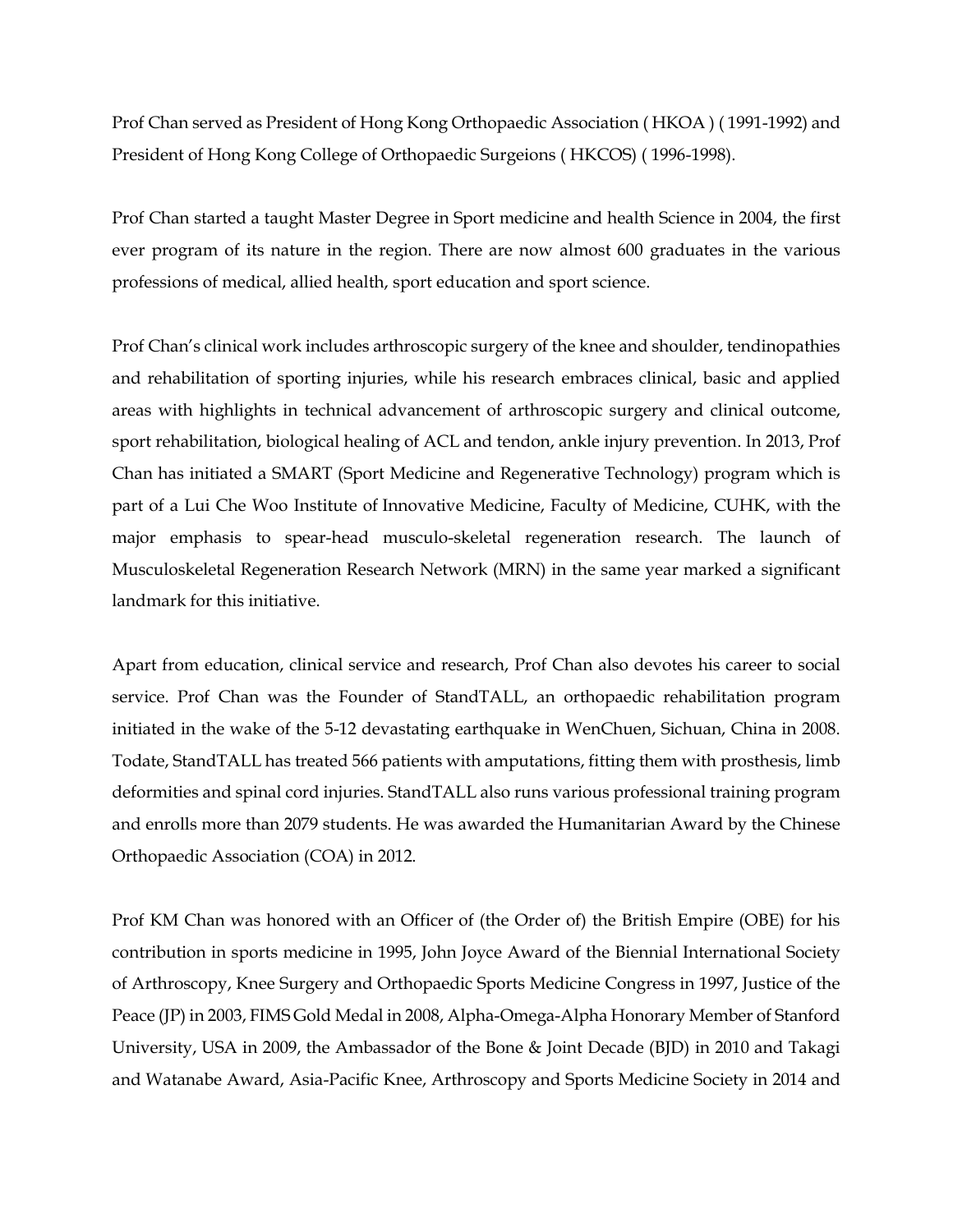Prof Chan served as President of Hong Kong Orthopaedic Association ( HKOA ) ( 1991-1992) and President of Hong Kong College of Orthopaedic Surgeions ( HKCOS) ( 1996-1998).

Prof Chan started a taught Master Degree in Sport medicine and health Science in 2004, the first ever program of its nature in the region. There are now almost 600 graduates in the various professions of medical, allied health, sport education and sport science.

Prof Chan's clinical work includes arthroscopic surgery of the knee and shoulder, tendinopathies and rehabilitation of sporting injuries, while his research embraces clinical, basic and applied areas with highlights in technical advancement of arthroscopic surgery and clinical outcome, sport rehabilitation, biological healing of ACL and tendon, ankle injury prevention. In 2013, Prof Chan has initiated a SMART (Sport Medicine and Regenerative Technology) program which is part of a Lui Che Woo Institute of Innovative Medicine, Faculty of Medicine, CUHK, with the major emphasis to spear-head musculo-skeletal regeneration research. The launch of Musculoskeletal Regeneration Research Network (MRN) in the same year marked a significant landmark for this initiative.

Apart from education, clinical service and research, Prof Chan also devotes his career to social service. Prof Chan was the Founder of StandTALL, an orthopaedic rehabilitation program initiated in the wake of the 5-12 devastating earthquake in WenChuen, Sichuan, China in 2008. Todate, StandTALL has treated 566 patients with amputations, fitting them with prosthesis, limb deformities and spinal cord injuries. StandTALL also runs various professional training program and enrolls more than 2079 students. He was awarded the Humanitarian Award by the Chinese Orthopaedic Association (COA) in 2012.

Prof KM Chan was honored with an Officer of (the Order of) the British Empire (OBE) for his contribution in sports medicine in 1995, John Joyce Award of the Biennial International Society of Arthroscopy, Knee Surgery and Orthopaedic Sports Medicine Congress in 1997, Justice of the Peace (JP) in 2003, FIMS Gold Medal in 2008, Alpha-Omega-Alpha Honorary Member of Stanford University, USA in 2009, the Ambassador of the Bone & Joint Decade (BJD) in 2010 and Takagi and Watanabe Award, Asia-Pacific Knee, Arthroscopy and Sports Medicine Society in 2014 and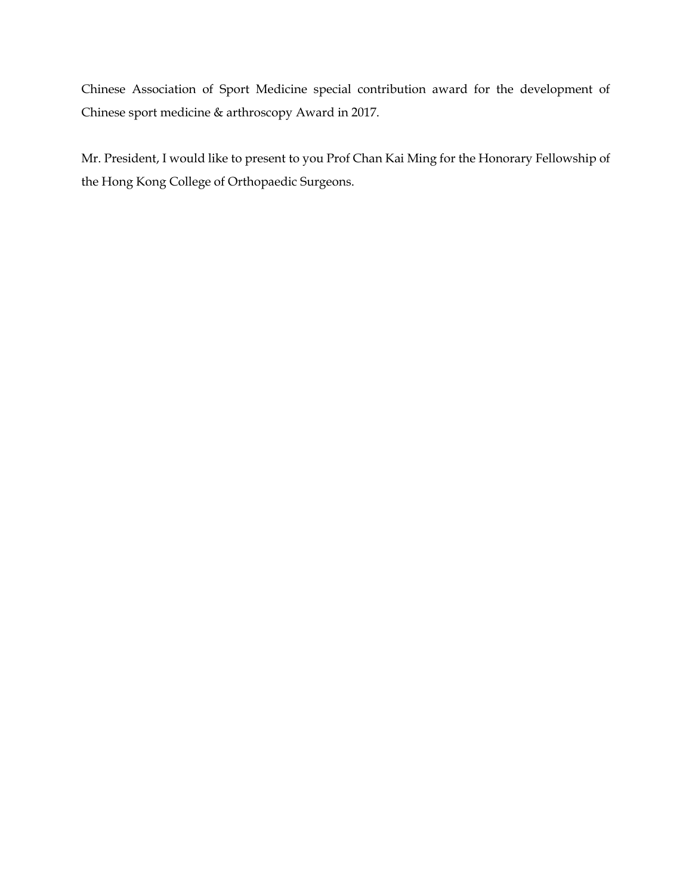Chinese Association of Sport Medicine special contribution award for the development of Chinese sport medicine & arthroscopy Award in 2017.

Mr. President, I would like to present to you Prof Chan Kai Ming for the Honorary Fellowship of the Hong Kong College of Orthopaedic Surgeons.